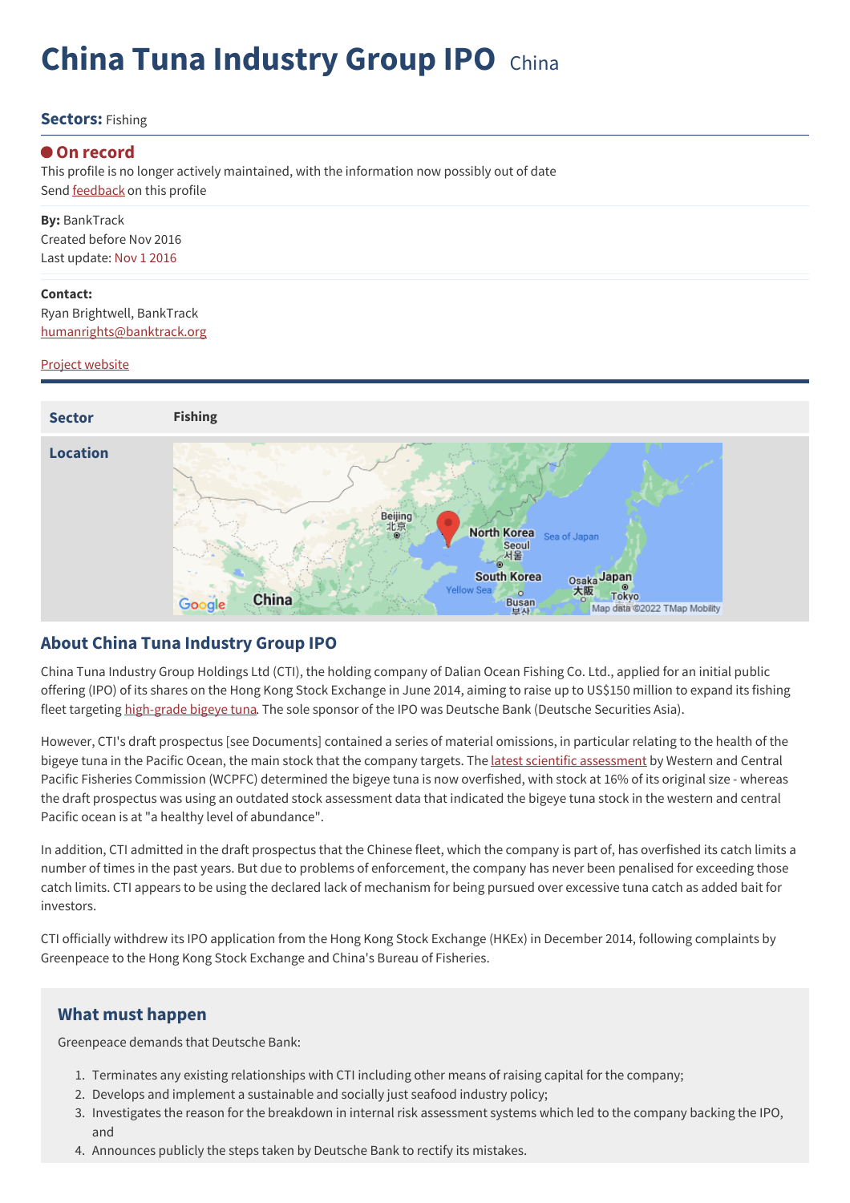# China Tuna Industry Group IPO China

**Sectors:** Fishing

## On record

This profile is no longer actively maintained, with the information now possibly out of date

Send feedback on this profile

**By:** BankTrack

Created before Nov 2016

Last update: Nov 1 2016

**Contact:**

Ryan Brightwell, BankTrack

humanrights@banktrack.org

Project website

| Sector | Fishing |
|---|---|
| Location | |

## About China Tuna Industry Group IPO

China Tuna Industry Group Holdings Ltd (CTI), the holding company of Dalian Ocean Fishing Co. Ltd., applied for an initial public offering (IPO) of its shares on the Hong Kong Stock Exchange in June 2014, aiming to raise up to US$150 million to expand its fishing fleet targeting high-grade bigeye tuna. The sole sponsor of the IPO was Deutsche Bank (Deutsche Securities Asia).

However, CTI's draft prospectus [see Documents] contained a series of material omissions, in particular relating to the health of the bigeye tuna in the Pacific Ocean, the main stock that the company targets. The latest scientific assessment by Western and Central Pacific Fisheries Commission (WCPFC) determined the bigeye tuna is now overfished, with stock at 16% of its original size - whereas the draft prospectus was using an outdated stock assessment data that indicated the bigeye tuna stock in the western and central Pacific ocean is at "a healthy level of abundance".

In addition, CTI admitted in the draft prospectus that the Chinese fleet, which the company is part of, has overfished its catch limits a number of times in the past years. But due to problems of enforcement, the company has never been penalised for exceeding those catch limits. CTI appears to be using the declared lack of mechanism for being pursued over excessive tuna catch as added bait for investors.

CTI officially withdrew its IPO application from the Hong Kong Stock Exchange (HKEx) in December 2014, following complaints by Greenpeace to the Hong Kong Stock Exchange and China's Bureau of Fisheries.

### What must happen

Greenpeace demands that Deutsche Bank:

1. Terminates any existing relationships with CTI including other means of raising capital for the company;
2. Develops and implement a sustainable and socially just seafood industry policy;
3. Investigates the reason for the breakdown in internal risk assessment systems which led to the company backing the IPO, and
4. Announces publicly the steps taken by Deutsche Bank to rectify its mistakes.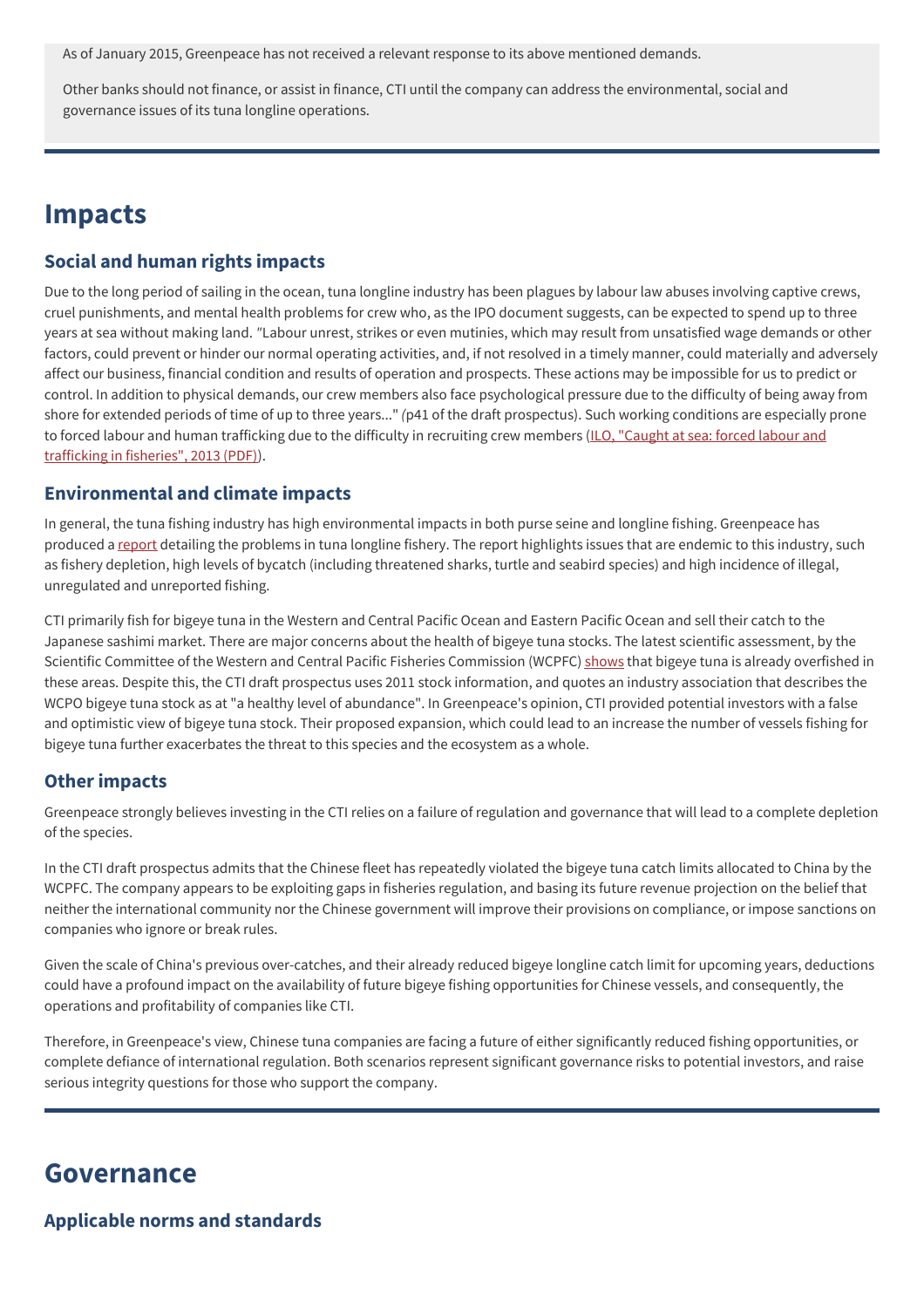As of January 2015, Greenpeace has not received a relevant response to its above mentioned demands.

Other banks should not finance, or assist in finance, CTI until the company can address the environmental, social and governance issues of its tuna longline operations.

# Impacts

## Social and human rights impacts

Due to the long period of sailing in the ocean, tuna longline industry has been plagues by labour law abuses involving captive crews, cruel punishments, and mental health problems for crew who, as the IPO document suggests, can be expected to spend up to three years at sea without making land. *"*Labour unrest, strikes or even mutinies, which may result from unsatisfied wage demands or other factors, could prevent or hinder our normal operating activities, and, if not resolved in a timely manner, could materially and adversely affect our business, financial condition and results of operation and prospects. These actions may be impossible for us to predict or control. In addition to physical demands, our crew members also face psychological pressure due to the difficulty of being away from shore for extended periods of time of up to three years..." *(*p41 of the draft prospectus). Such working conditions are especially prone to forced labour and human trafficking due to the difficulty in recruiting crew members (ILO, "Caught at sea: forced labour and trafficking in fisheries", 2013 (PDF)).

## Environmental and climate impacts

In general, the tuna fishing industry has high environmental impacts in both purse seine and longline fishing. Greenpeace has produced a report detailing the problems in tuna longline fishery. The report highlights issues that are endemic to this industry, such as fishery depletion, high levels of bycatch (including threatened sharks, turtle and seabird species) and high incidence of illegal, unregulated and unreported fishing.

CTI primarily fish for bigeye tuna in the Western and Central Pacific Ocean and Eastern Pacific Ocean and sell their catch to the Japanese sashimi market. There are major concerns about the health of bigeye tuna stocks. The latest scientific assessment, by the Scientific Committee of the Western and Central Pacific Fisheries Commission (WCPFC) shows that bigeye tuna is already overfished in these areas. Despite this, the CTI draft prospectus uses 2011 stock information, and quotes an industry association that describes the WCPO bigeye tuna stock as at "a healthy level of abundance". In Greenpeace's opinion, CTI provided potential investors with a false and optimistic view of bigeye tuna stock. Their proposed expansion, which could lead to an increase the number of vessels fishing for bigeye tuna further exacerbates the threat to this species and the ecosystem as a whole.

## Other impacts

Greenpeace strongly believes investing in the CTI relies on a failure of regulation and governance that will lead to a complete depletion of the species.

In the CTI draft prospectus admits that the Chinese fleet has repeatedly violated the bigeye tuna catch limits allocated to China by the WCPFC. The company appears to be exploiting gaps in fisheries regulation, and basing its future revenue projection on the belief that neither the international community nor the Chinese government will improve their provisions on compliance, or impose sanctions on companies who ignore or break rules.

Given the scale of China's previous over-catches, and their already reduced bigeye longline catch limit for upcoming years, deductions could have a profound impact on the availability of future bigeye fishing opportunities for Chinese vessels, and consequently, the operations and profitability of companies like CTI.

Therefore, in Greenpeace's view, Chinese tuna companies are facing a future of either significantly reduced fishing opportunities, or complete defiance of international regulation. Both scenarios represent significant governance risks to potential investors, and raise serious integrity questions for those who support the company.

# Governance

## Applicable norms and standards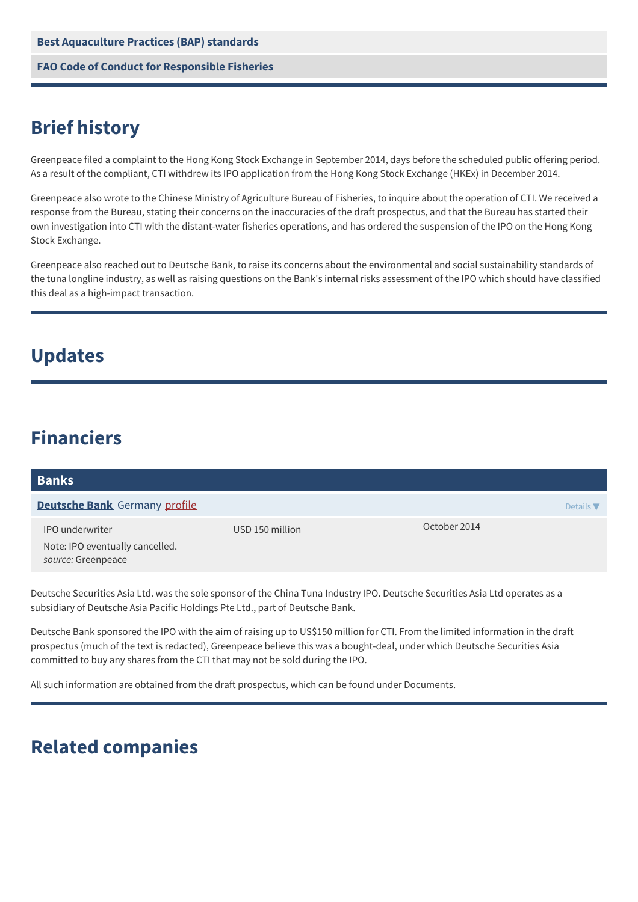**Best Aquaculture Practices (BAP) standards**

**FAO Code of Conduct for Responsible Fisheries**

## Brief history

Greenpeace filed a complaint to the Hong Kong Stock Exchange in September 2014, days before the scheduled public offering period. As a result of the compliant, CTI withdrew its IPO application from the Hong Kong Stock Exchange (HKEx) in December 2014.

Greenpeace also wrote to the Chinese Ministry of Agriculture Bureau of Fisheries, to inquire about the operation of CTI. We received a response from the Bureau, stating their concerns on the inaccuracies of the draft prospectus, and that the Bureau has started their own investigation into CTI with the distant-water fisheries operations, and has ordered the suspension of the IPO on the Hong Kong Stock Exchange.

Greenpeace also reached out to Deutsche Bank, to raise its concerns about the environmental and social sustainability standards of the tuna longline industry, as well as raising questions on the Bank's internal risks assessment of the IPO which should have classified this deal as a high-impact transaction.

## Updates

## Financiers

### Banks

**Deutsche Bank** Germany profile — Details ▼

| | | |
|---|---|---|
| IPO underwriter<br>Note: IPO eventually cancelled.<br>*source:* Greenpeace | USD 150 million | October 2014 |

Deutsche Securities Asia Ltd. was the sole sponsor of the China Tuna Industry IPO. Deutsche Securities Asia Ltd operates as a subsidiary of Deutsche Asia Pacific Holdings Pte Ltd., part of Deutsche Bank.

Deutsche Bank sponsored the IPO with the aim of raising up to US$150 million for CTI. From the limited information in the draft prospectus (much of the text is redacted), Greenpeace believe this was a bought-deal, under which Deutsche Securities Asia committed to buy any shares from the CTI that may not be sold during the IPO.

All such information are obtained from the draft prospectus, which can be found under Documents.

## Related companies